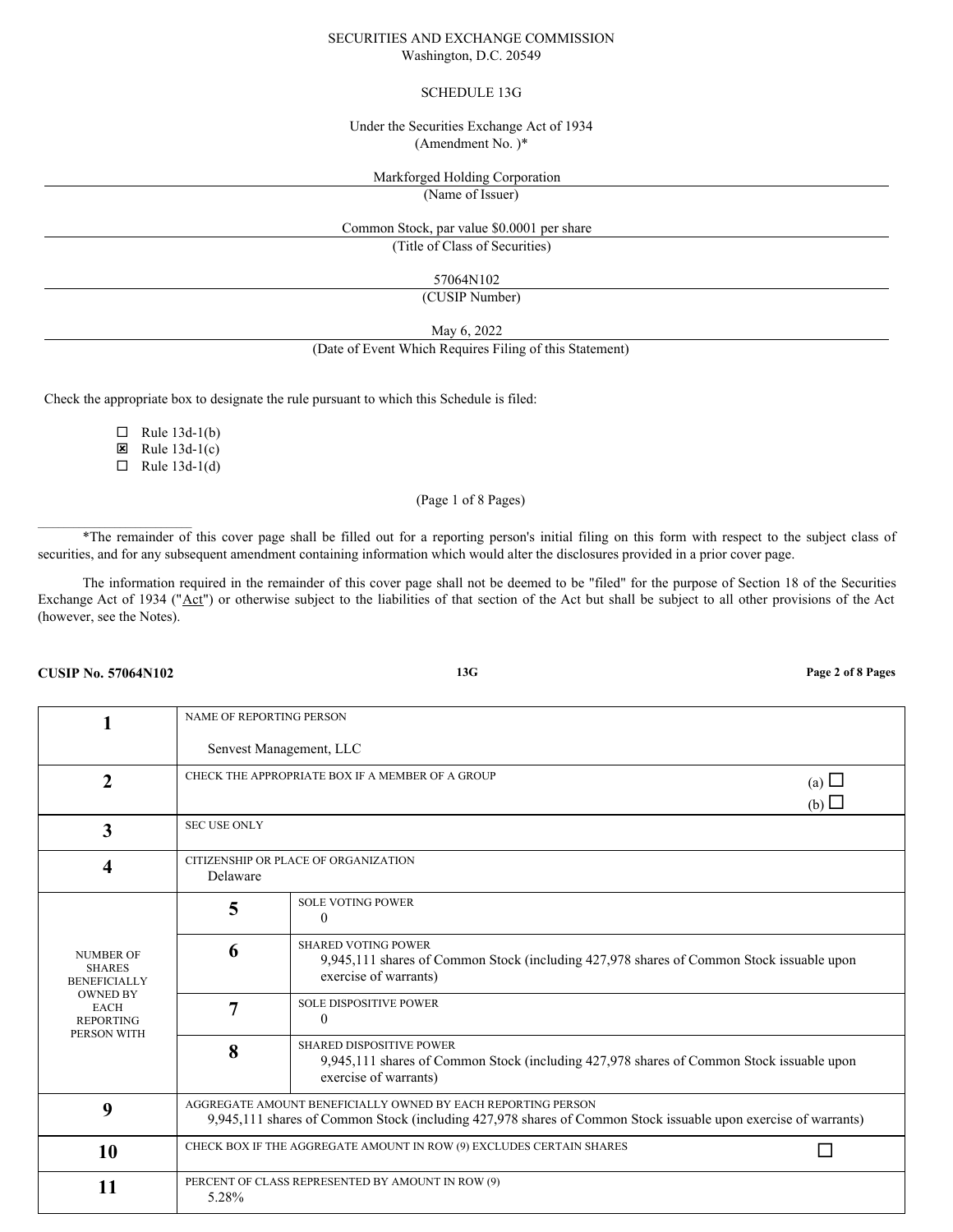SECURITIES AND EXCHANGE COMMISSION
Washington, D.C. 20549

SCHEDULE 13G

Under the Securities Exchange Act of 1934
(Amendment No. )*

Markforged Holding Corporation
(Name of Issuer)

Common Stock, par value $0.0001 per share
(Title of Class of Securities)

57064N102
(CUSIP Number)

May 6, 2022
(Date of Event Which Requires Filing of this Statement)

Check the appropriate box to designate the rule pursuant to which this Schedule is filed:

- ☐ Rule 13d-1(b)
- ☒ Rule 13d-1(c)
- ☐ Rule 13d-1(d)

*The remainder of this cover page shall be filled out for a reporting person's initial filing on this form with respect to the subject class of securities, and for any subsequent amendment containing information which would alter the disclosures provided in a prior cover page.

The information required in the remainder of this cover page shall not be deemed to be "filed" for the purpose of Section 18 of the Securities Exchange Act of 1934 ("Act") or otherwise subject to the liabilities of that section of the Act but shall be subject to all other provisions of the Act (however, see the Notes).

**CUSIP No. 57064N102** | **13G**

| | | | |
|---|---|---|---|
| **1** | NAME OF REPORTING PERSON<br>Senvest Management, LLC | | |
| **2** | CHECK THE APPROPRIATE BOX IF A MEMBER OF A GROUP | | (a) ☐<br>(b) ☐ |
| **3** | SEC USE ONLY | | |
| **4** | CITIZENSHIP OR PLACE OF ORGANIZATION<br>Delaware | | |
| NUMBER OF SHARES BENEFICIALLY OWNED BY EACH REPORTING PERSON WITH | **5** | SOLE VOTING POWER<br>0 | |
| | **6** | SHARED VOTING POWER<br>9,945,111 shares of Common Stock (including 427,978 shares of Common Stock issuable upon exercise of warrants) | |
| | **7** | SOLE DISPOSITIVE POWER<br>0 | |
| | **8** | SHARED DISPOSITIVE POWER<br>9,945,111 shares of Common Stock (including 427,978 shares of Common Stock issuable upon exercise of warrants) | |
| **9** | AGGREGATE AMOUNT BENEFICIALLY OWNED BY EACH REPORTING PERSON<br>9,945,111 shares of Common Stock (including 427,978 shares of Common Stock issuable upon exercise of warrants) | | |
| **10** | CHECK BOX IF THE AGGREGATE AMOUNT IN ROW (9) EXCLUDES CERTAIN SHARES | | ☐ |
| **11** | PERCENT OF CLASS REPRESENTED BY AMOUNT IN ROW (9)<br>5.28% | | |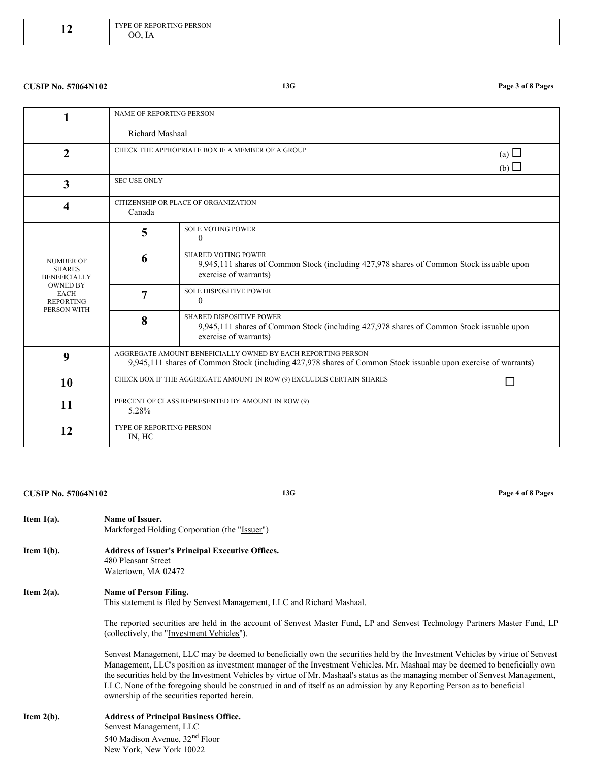| 12 | TYPE OF REPORTING PERSON<br>OO, IA | |
|---|---|---|

| 1 | NAME OF REPORTING PERSON<br><br>Richard Mashaal | |
|---|---|---|
| 2 | CHECK THE APPROPRIATE BOX IF A MEMBER OF A GROUP | (a) ☐<br>(b) ☐ |
| 3 | SEC USE ONLY | |
| 4 | CITIZENSHIP OR PLACE OF ORGANIZATION<br>Canada | |
| NUMBER OF SHARES BENEFICIALLY OWNED BY EACH REPORTING PERSON WITH | 5 | SOLE VOTING POWER<br>0 |
| | 6 | SHARED VOTING POWER<br>9,945,111 shares of Common Stock (including 427,978 shares of Common Stock issuable upon exercise of warrants) |
| | 7 | SOLE DISPOSITIVE POWER<br>0 |
| | 8 | SHARED DISPOSITIVE POWER<br>9,945,111 shares of Common Stock (including 427,978 shares of Common Stock issuable upon exercise of warrants) |
| 9 | AGGREGATE AMOUNT BENEFICIALLY OWNED BY EACH REPORTING PERSON<br>9,945,111 shares of Common Stock (including 427,978 shares of Common Stock issuable upon exercise of warrants) | |
| 10 | CHECK BOX IF THE AGGREGATE AMOUNT IN ROW (9) EXCLUDES CERTAIN SHARES | ☐ |
| 11 | PERCENT OF CLASS REPRESENTED BY AMOUNT IN ROW (9)<br>5.28% | |
| 12 | TYPE OF REPORTING PERSON<br>IN, HC | |

**Item 1(a).** **Name of Issuer.**
Markforged Holding Corporation (the "Issuer")

**Item 1(b).** **Address of Issuer's Principal Executive Offices.**
480 Pleasant Street
Watertown, MA 02472

**Item 2(a).** **Name of Person Filing.**
This statement is filed by Senvest Management, LLC and Richard Mashaal.

The reported securities are held in the account of Senvest Master Fund, LP and Senvest Technology Partners Master Fund, LP (collectively, the "Investment Vehicles").

Senvest Management, LLC may be deemed to beneficially own the securities held by the Investment Vehicles by virtue of Senvest Management, LLC's position as investment manager of the Investment Vehicles. Mr. Mashaal may be deemed to beneficially own the securities held by the Investment Vehicles by virtue of Mr. Mashaal's status as the managing member of Senvest Management, LLC. None of the foregoing should be construed in and of itself as an admission by any Reporting Person as to beneficial ownership of the securities reported herein.

**Item 2(b).** **Address of Principal Business Office.**
Senvest Management, LLC
540 Madison Avenue, 32nd Floor
New York, New York 10022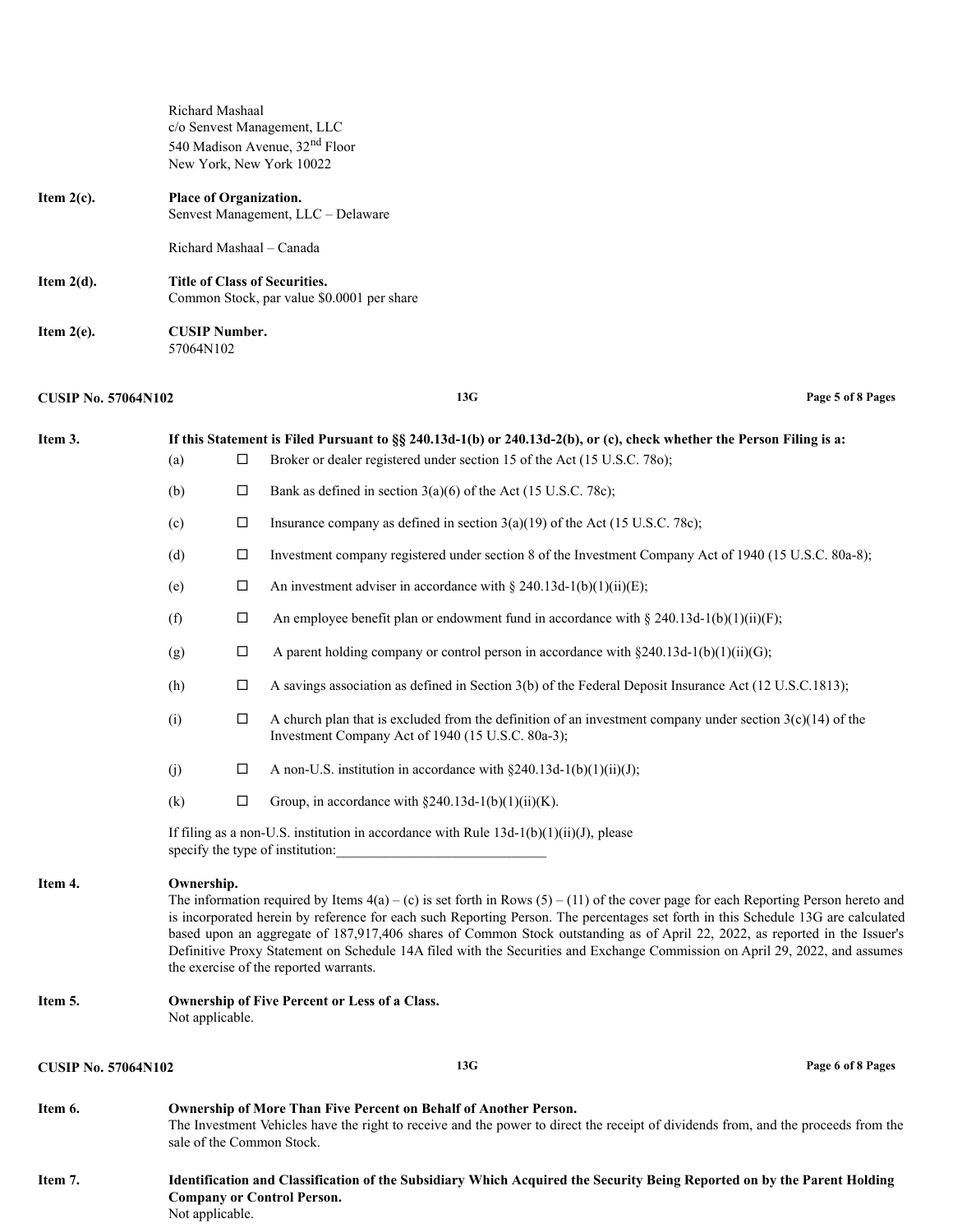Richard Mashaal
c/o Senvest Management, LLC
540 Madison Avenue, 32nd Floor
New York, New York 10022

**Item 2(c).** **Place of Organization.**
Senvest Management, LLC – Delaware

Richard Mashaal – Canada

**Item 2(d).** **Title of Class of Securities.**
Common Stock, par value $0.0001 per share

**Item 2(e).** **CUSIP Number.**
57064N102

**Item 3.** **If this Statement is Filed Pursuant to §§ 240.13d-1(b) or 240.13d-2(b), or (c), check whether the Person Filing is a:**

(a) ☐ Broker or dealer registered under section 15 of the Act (15 U.S.C. 78o);

(b) ☐ Bank as defined in section 3(a)(6) of the Act (15 U.S.C. 78c);

(c) ☐ Insurance company as defined in section 3(a)(19) of the Act (15 U.S.C. 78c);

(d) ☐ Investment company registered under section 8 of the Investment Company Act of 1940 (15 U.S.C. 80a-8);

(e) ☐ An investment adviser in accordance with § 240.13d-1(b)(1)(ii)(E);

(f) ☐ An employee benefit plan or endowment fund in accordance with § 240.13d-1(b)(1)(ii)(F);

(g) ☐ A parent holding company or control person in accordance with §240.13d-1(b)(1)(ii)(G);

(h) ☐ A savings association as defined in Section 3(b) of the Federal Deposit Insurance Act (12 U.S.C.1813);

(i) ☐ A church plan that is excluded from the definition of an investment company under section 3(c)(14) of the Investment Company Act of 1940 (15 U.S.C. 80a-3);

(j) ☐ A non-U.S. institution in accordance with §240.13d-1(b)(1)(ii)(J);

(k) ☐ Group, in accordance with §240.13d-1(b)(1)(ii)(K).

If filing as a non-U.S. institution in accordance with Rule 13d-1(b)(1)(ii)(J), please specify the type of institution:\_\_\_\_\_\_\_\_\_\_\_\_\_\_\_\_\_\_\_\_\_\_\_\_\_\_\_\_\_\_

**Item 4.** **Ownership.**
The information required by Items 4(a) – (c) is set forth in Rows (5) – (11) of the cover page for each Reporting Person hereto and is incorporated herein by reference for each such Reporting Person. The percentages set forth in this Schedule 13G are calculated based upon an aggregate of 187,917,406 shares of Common Stock outstanding as of April 22, 2022, as reported in the Issuer's Definitive Proxy Statement on Schedule 14A filed with the Securities and Exchange Commission on April 29, 2022, and assumes the exercise of the reported warrants.

**Item 5.** **Ownership of Five Percent or Less of a Class.**
Not applicable.

**Item 6.** **Ownership of More Than Five Percent on Behalf of Another Person.**
The Investment Vehicles have the right to receive and the power to direct the receipt of dividends from, and the proceeds from the sale of the Common Stock.

**Item 7.** **Identification and Classification of the Subsidiary Which Acquired the Security Being Reported on by the Parent Holding Company or Control Person.**
Not applicable.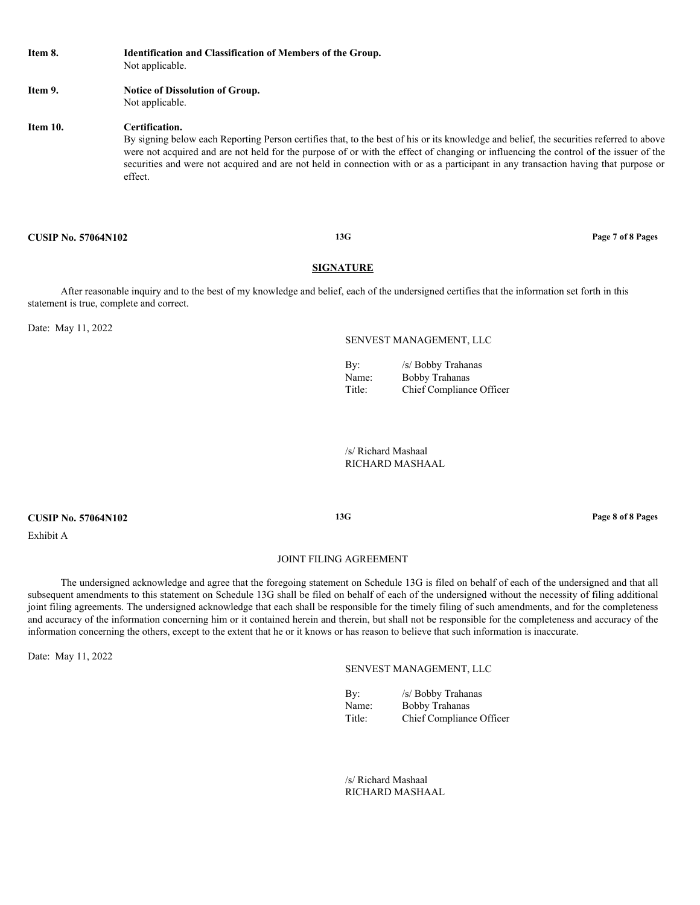**Item 8.** **Identification and Classification of Members of the Group.**
Not applicable.

**Item 9.** **Notice of Dissolution of Group.**
Not applicable.

**Item 10.** **Certification.**
By signing below each Reporting Person certifies that, to the best of his or its knowledge and belief, the securities referred to above were not acquired and are not held for the purpose of or with the effect of changing or influencing the control of the issuer of the securities and were not acquired and are not held in connection with or as a participant in any transaction having that purpose or effect.

## SIGNATURE

After reasonable inquiry and to the best of my knowledge and belief, each of the undersigned certifies that the information set forth in this statement is true, complete and correct.

Date: May 11, 2022

SENVEST MANAGEMENT, LLC

| | |
|---|---|
| By: | /s/ Bobby Trahanas |
| Name: | Bobby Trahanas |
| Title: | Chief Compliance Officer |

/s/ Richard Mashaal
RICHARD MASHAAL

Exhibit A

JOINT FILING AGREEMENT

The undersigned acknowledge and agree that the foregoing statement on Schedule 13G is filed on behalf of each of the undersigned and that all subsequent amendments to this statement on Schedule 13G shall be filed on behalf of each of the undersigned without the necessity of filing additional joint filing agreements. The undersigned acknowledge that each shall be responsible for the timely filing of such amendments, and for the completeness and accuracy of the information concerning him or it contained herein and therein, but shall not be responsible for the completeness and accuracy of the information concerning the others, except to the extent that he or it knows or has reason to believe that such information is inaccurate.

Date: May 11, 2022

SENVEST MANAGEMENT, LLC

| | |
|---|---|
| By: | /s/ Bobby Trahanas |
| Name: | Bobby Trahanas |
| Title: | Chief Compliance Officer |

/s/ Richard Mashaal
RICHARD MASHAAL